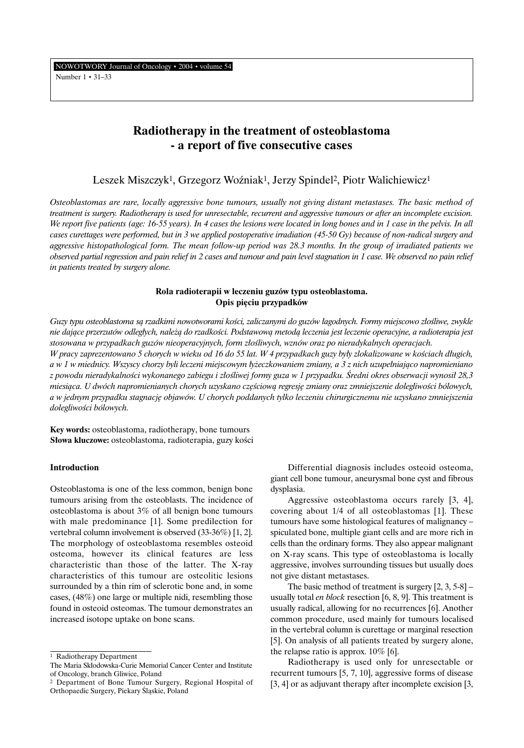# Radiotherapy in the treatment of osteoblastoma - a report of five consecutive cases

Leszek Miszczyk[1], Grzegorz Woźniak[1], Jerzy Spindel[2], Piotr Walichiewicz[1]

*Osteoblastomas are rare, locally aggressive bone tumours, usually not giving distant metastases. The basic method of treatment is surgery. Radiotherapy is used for unresectable, recurrent and aggressive tumours or after an incomplete excision. We report five patients (age: 16-55 years). In 4 cases the lesions were located in long bones and in 1 case in the pelvis. In all cases curettages were performed, but in 3 we applied postoperative irradiation (45-50 Gy) because of non-radical surgery and aggressive histopathological form. The mean follow-up period was 28.3 months. In the group of irradiated patients we observed partial regression and pain relief in 2 cases and tumour and pain level stagnation in 1 case. We observed no pain relief in patients treated by surgery alone.*

### Rola radioterapii w leczeniu guzów typu osteoblastoma. Opis pięciu przypadków

*Guzy typu osteoblastoma są rzadkimi nowotworami kości, zaliczanymi do guzów łagodnych. Formy miejscowo złośliwe, zwykle nie dające przerzutów odległych, należą do rzadkości. Podstawową metodą leczenia jest leczenie operacyjne, a radioterapia jest stosowana w przypadkach guzów nieoperacyjnych, form złośliwych, wznów oraz po nieradykalnych operacjach.*
*W pracy zaprezentowano 5 chorych w wieku od 16 do 55 lat. W 4 przypadkach guzy były zlokalizowane w kościach długich, a w 1 w miednicy. Wszyscy chorzy byli leczeni miejscowym łyżeczkowaniem zmiany, a 3 z nich uzupełniająco napromieniano z powodu nieradykalności wykonanego zabiegu i złośliwej formy guza w 1 przypadku. Średni okres obserwacji wynosił 28,3 miesiąca. U dwóch napromienianych chorych uzyskano częściową regresję zmiany oraz zmniejszenie dolegliwości bólowych, a w jednym przypadku stagnację objawów. U chorych poddanych tylko leczeniu chirurgicznemu nie uzyskano zmniejszenia dolegliwości bólowych.*

**Key words:** osteoblastoma, radiotherapy, bone tumours
**Słowa kluczowe:** osteoblastoma, radioterapia, guzy kości

## Introduction

Osteoblastoma is one of the less common, benign bone tumours arising from the osteoblasts. The incidence of osteoblastoma is about 3% of all benign bone tumours with male predominance [1]. Some predilection for vertebral column involvement is observed (33-36%) [1, 2]. The morphology of osteoblastoma resembles osteoid osteoma, however its clinical features are less characteristic than those of the latter. The X-ray characteristics of this tumour are osteolitic lesions surrounded by a thin rim of sclerotic bone and, in some cases, (48%) one large or multiple nidi, resembling those found in osteoid osteomas. The tumour demonstrates an increased isotope uptake on bone scans.

Differential diagnosis includes osteoid osteoma, giant cell bone tumour, aneurysmal bone cyst and fibrous dysplasia.

Aggressive osteoblastoma occurs rarely [3, 4], covering about 1/4 of all osteoblastomas [1]. These tumours have some histological features of malignancy – spiculated bone, multiple giant cells and are more rich in cells than the ordinary forms. They also appear malignant on X-ray scans. This type of osteoblastoma is locally aggressive, involves surrounding tissues but usually does not give distant metastases.

The basic method of treatment is surgery [2, 3, 5-8] – usually total *en block* resection [6, 8, 9]. This treatment is usually radical, allowing for no recurrences [6]. Another common procedure, used mainly for tumours localised in the vertebral column is curettage or marginal resection [5]. On analysis of all patients treated by surgery alone, the relapse ratio is approx. 10% [6].

Radiotherapy is used only for unresectable or recurrent tumours [5, 7, 10], aggressive forms of disease [3, 4] or as adjuvant therapy after incomplete excision [3,

---

[1] Radiotherapy Department
The Maria Skłodowska-Curie Memorial Cancer Center and Institute of Oncology, branch Gliwice, Poland

[2] Department of Bone Tumour Surgery, Regional Hospital of Orthopaedic Surgery, Piekary Śląskie, Poland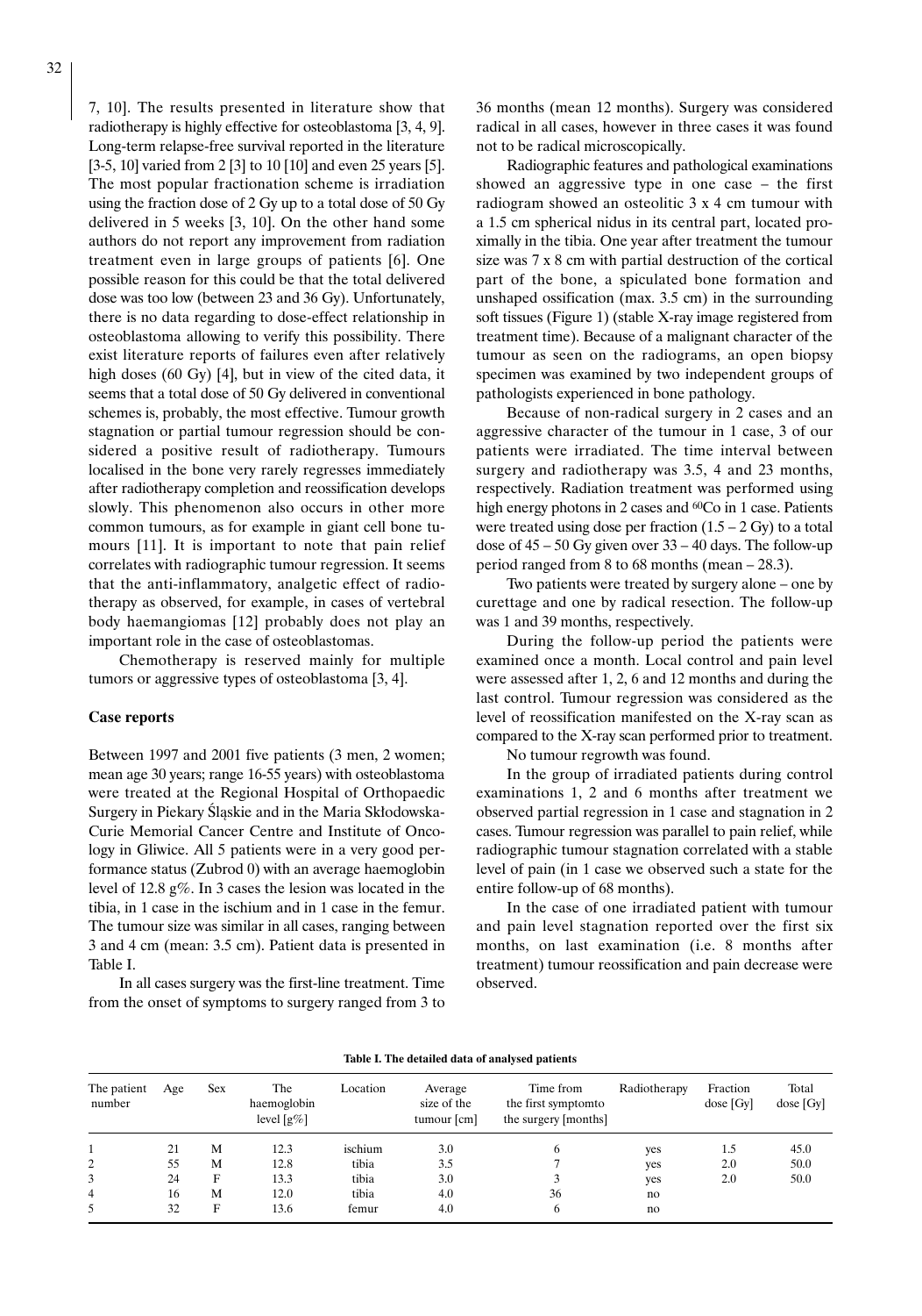7, 10]. The results presented in literature show that radiotherapy is highly effective for osteoblastoma [3, 4, 9]. Long-term relapse-free survival reported in the literature [3-5, 10] varied from 2 [3] to 10 [10] and even 25 years [5]. The most popular fractionation scheme is irradiation using the fraction dose of 2 Gy up to a total dose of 50 Gy delivered in 5 weeks [3, 10]. On the other hand some authors do not report any improvement from radiation treatment even in large groups of patients [6]. One possible reason for this could be that the total delivered dose was too low (between 23 and 36 Gy). Unfortunately, there is no data regarding to dose-effect relationship in osteoblastoma allowing to verify this possibility. There exist literature reports of failures even after relatively high doses (60 Gy) [4], but in view of the cited data, it seems that a total dose of 50 Gy delivered in conventional schemes is, probably, the most effective. Tumour growth stagnation or partial tumour regression should be considered a positive result of radiotherapy. Tumours localised in the bone very rarely regresses immediately after radiotherapy completion and reossification develops slowly. This phenomenon also occurs in other more common tumours, as for example in giant cell bone tumours [11]. It is important to note that pain relief correlates with radiographic tumour regression. It seems that the anti-inflammatory, analgetic effect of radiotherapy as observed, for example, in cases of vertebral body haemangiomas [12] probably does not play an important role in the case of osteoblastomas.

Chemotherapy is reserved mainly for multiple tumors or aggressive types of osteoblastoma [3, 4].

**Case reports**

Between 1997 and 2001 five patients (3 men, 2 women; mean age 30 years; range 16-55 years) with osteoblastoma were treated at the Regional Hospital of Orthopaedic Surgery in Piekary Śląskie and in the Maria Skłodowska-Curie Memorial Cancer Centre and Institute of Oncology in Gliwice. All 5 patients were in a very good performance status (Zubrod 0) with an average haemoglobin level of 12.8 g%. In 3 cases the lesion was located in the tibia, in 1 case in the ischium and in 1 case in the femur. The tumour size was similar in all cases, ranging between 3 and 4 cm (mean: 3.5 cm). Patient data is presented in Table I.

In all cases surgery was the first-line treatment. Time from the onset of symptoms to surgery ranged from 3 to 36 months (mean 12 months). Surgery was considered radical in all cases, however in three cases it was found not to be radical microscopically.

Radiographic features and pathological examinations showed an aggressive type in one case – the first radiogram showed an osteolitic 3 x 4 cm tumour with a 1.5 cm spherical nidus in its central part, located proximally in the tibia. One year after treatment the tumour size was 7 x 8 cm with partial destruction of the cortical part of the bone, a spiculated bone formation and unshaped ossification (max. 3.5 cm) in the surrounding soft tissues (Figure 1) (stable X-ray image registered from treatment time). Because of a malignant character of the tumour as seen on the radiograms, an open biopsy specimen was examined by two independent groups of pathologists experienced in bone pathology.

Because of non-radical surgery in 2 cases and an aggressive character of the tumour in 1 case, 3 of our patients were irradiated. The time interval between surgery and radiotherapy was 3.5, 4 and 23 months, respectively. Radiation treatment was performed using high energy photons in 2 cases and $^{60}$Co in 1 case. Patients were treated using dose per fraction (1.5 – 2 Gy) to a total dose of 45 – 50 Gy given over 33 – 40 days. The follow-up period ranged from 8 to 68 months (mean – 28.3).

Two patients were treated by surgery alone – one by curettage and one by radical resection. The follow-up was 1 and 39 months, respectively.

During the follow-up period the patients were examined once a month. Local control and pain level were assessed after 1, 2, 6 and 12 months and during the last control. Tumour regression was considered as the level of reossification manifested on the X-ray scan as compared to the X-ray scan performed prior to treatment.

No tumour regrowth was found.

In the group of irradiated patients during control examinations 1, 2 and 6 months after treatment we observed partial regression in 1 case and stagnation in 2 cases. Tumour regression was parallel to pain relief, while radiographic tumour stagnation correlated with a stable level of pain (in 1 case we observed such a state for the entire follow-up of 68 months).

In the case of one irradiated patient with tumour and pain level stagnation reported over the first six months, on last examination (i.e. 8 months after treatment) tumour reossification and pain decrease were observed.

**Table I. The detailed data of analysed patients**

| The patient number | Age | Sex | The haemoglobin level [g%] | Location | Average size of the tumour [cm] | Time from the first symptomto the surgery [months] | Radiotherapy | Fraction dose [Gy] | Total dose [Gy] |
|---|---|---|---|---|---|---|---|---|---|
| 1 | 21 | M | 12.3 | ischium | 3.0 | 6 | yes | 1.5 | 45.0 |
| 2 | 55 | M | 12.8 | tibia | 3.5 | 7 | yes | 2.0 | 50.0 |
| 3 | 24 | F | 13.3 | tibia | 3.0 | 3 | yes | 2.0 | 50.0 |
| 4 | 16 | M | 12.0 | tibia | 4.0 | 36 | no | | |
| 5 | 32 | F | 13.6 | femur | 4.0 | 6 | no | | |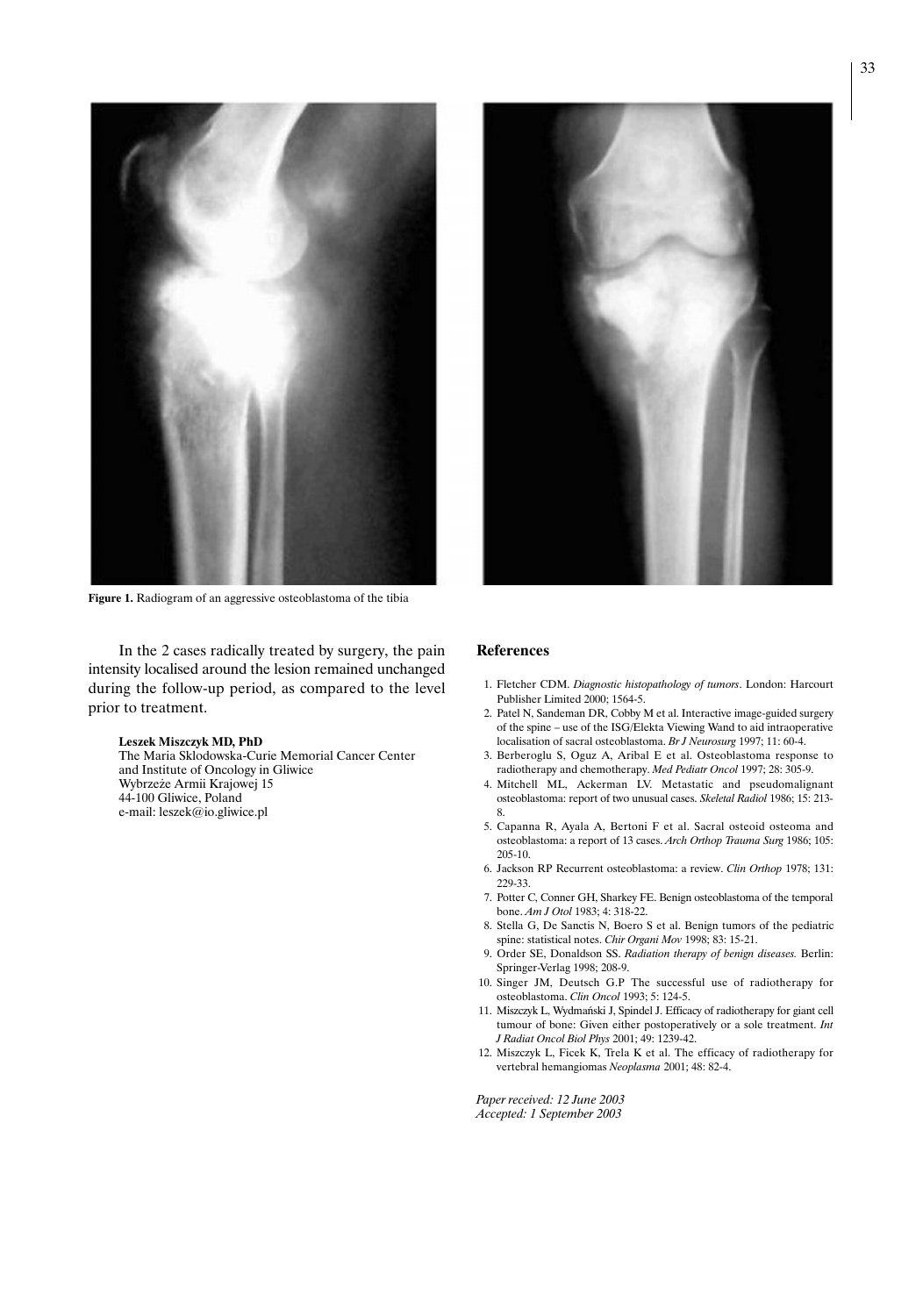Figure 1. Radiogram of an aggressive osteoblastoma of the tibia

In the 2 cases radically treated by surgery, the pain intensity localised around the lesion remained unchanged during the follow-up period, as compared to the level prior to treatment.

**Leszek Miszczyk MD, PhD**
The Maria Sklodowska-Curie Memorial Cancer Center
and Institute of Oncology in Gliwice
Wybrzeże Armii Krajowej 15
44-100 Gliwice, Poland
e-mail: leszek@io.gliwice.pl

## References

1. Fletcher CDM. *Diagnostic histopathology of tumors*. London: Harcourt Publisher Limited 2000; 1564-5.
2. Patel N, Sandeman DR, Cobby M et al. Interactive image-guided surgery of the spine – use of the ISG/Elekta Viewing Wand to aid intraoperative localisation of sacral osteoblastoma. *Br J Neurosurg* 1997; 11: 60-4.
3. Berberoglu S, Oguz A, Aribal E et al. Osteoblastoma response to radiotherapy and chemotherapy. *Med Pediatr Oncol* 1997; 28: 305-9.
4. Mitchell ML, Ackerman LV. Metastatic and pseudomalignant osteoblastoma: report of two unusual cases. *Skeletal Radiol* 1986; 15: 213-8.
5. Capanna R, Ayala A, Bertoni F et al. Sacral osteoid osteoma and osteoblastoma: a report of 13 cases. *Arch Orthop Trauma Surg* 1986; 105: 205-10.
6. Jackson RP Recurrent osteoblastoma: a review. *Clin Orthop* 1978; 131: 229-33.
7. Potter C, Conner GH, Sharkey FE. Benign osteoblastoma of the temporal bone. *Am J Otol* 1983; 4: 318-22.
8. Stella G, De Sanctis N, Boero S et al. Benign tumors of the pediatric spine: statistical notes. *Chir Organi Mov* 1998; 83: 15-21.
9. Order SE, Donaldson SS. *Radiation therapy of benign diseases.* Berlin: Springer-Verlag 1998; 208-9.
10. Singer JM, Deutsch G.P The successful use of radiotherapy for osteoblastoma. *Clin Oncol* 1993; 5: 124-5.
11. Miszczyk L, Wydmański J, Spindel J. Efficacy of radiotherapy for giant cell tumour of bone: Given either postoperatively or a sole treatment. *Int J Radiat Oncol Biol Phys* 2001; 49: 1239-42.
12. Miszczyk L, Ficek K, Trela K et al. The efficacy of radiotherapy for vertebral hemangiomas *Neoplasma* 2001; 48: 82-4.

*Paper received: 12 June 2003*
*Accepted: 1 September 2003*